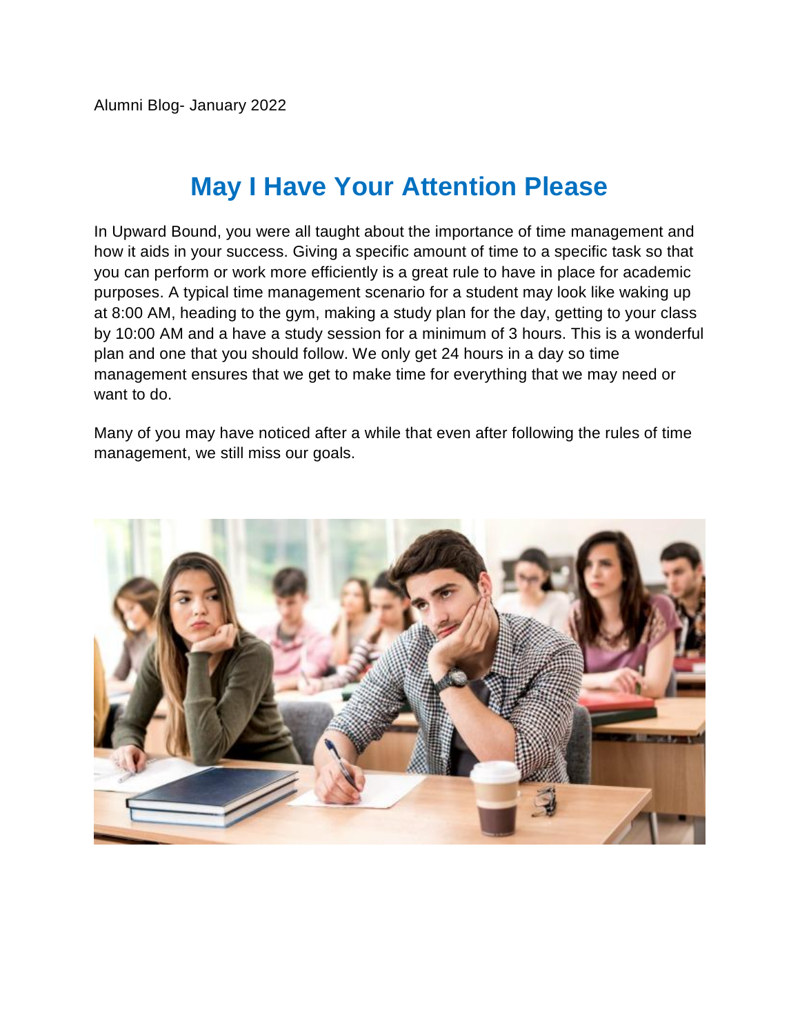Alumni Blog- January 2022

# May I Have Your Attention Please

In Upward Bound, you were all taught about the importance of time management and how it aids in your success. Giving a specific amount of time to a specific task so that you can perform or work more efficiently is a great rule to have in place for academic purposes. A typical time management scenario for a student may look like waking up at 8:00 AM, heading to the gym, making a study plan for the day, getting to your class by 10:00 AM and a have a study session for a minimum of 3 hours. This is a wonderful plan and one that you should follow. We only get 24 hours in a day so time management ensures that we get to make time for everything that we may need or want to do.

Many of you may have noticed after a while that even after following the rules of time management, we still miss our goals.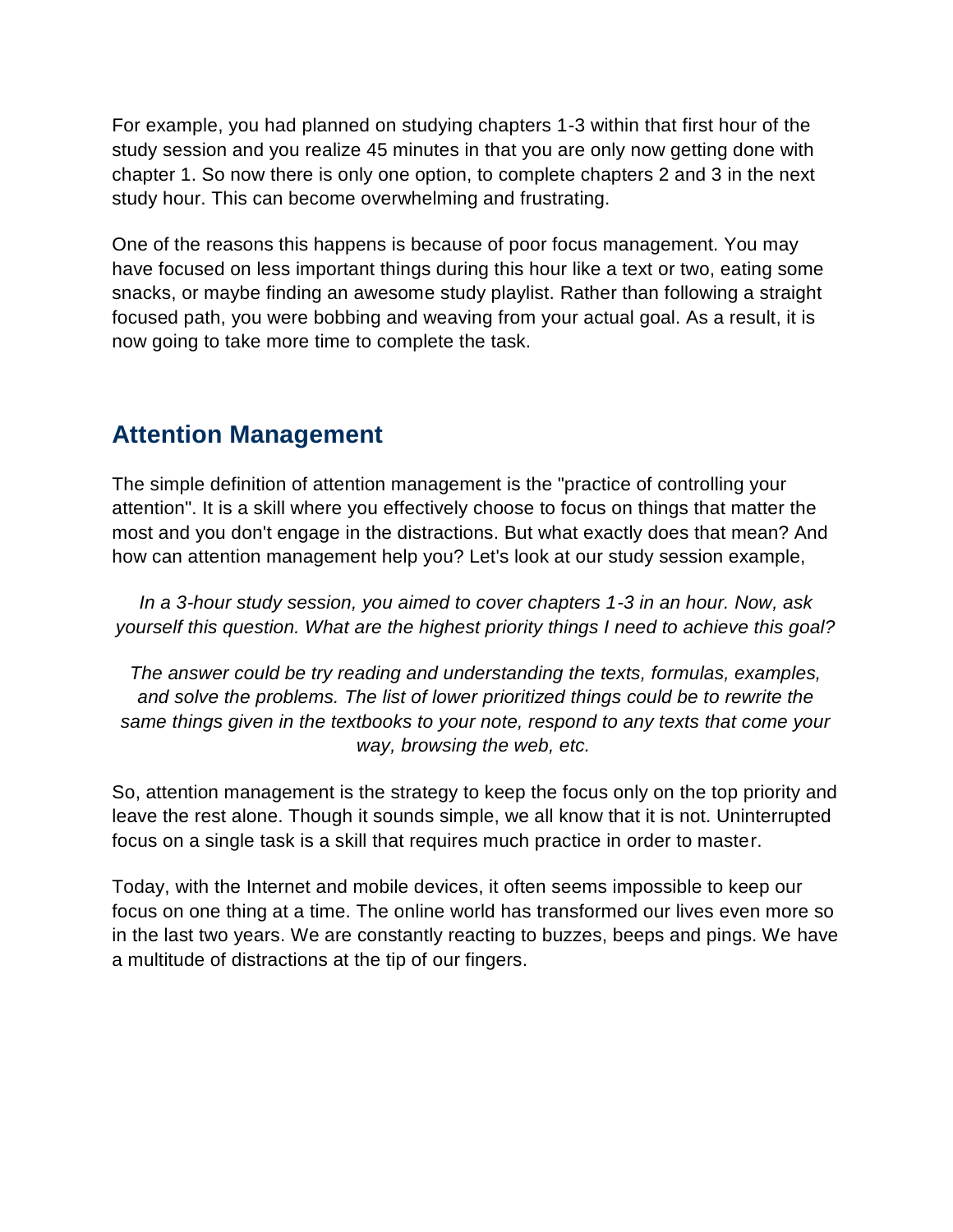For example, you had planned on studying chapters 1-3 within that first hour of the study session and you realize 45 minutes in that you are only now getting done with chapter 1. So now there is only one option, to complete chapters 2 and 3 in the next study hour. This can become overwhelming and frustrating.

One of the reasons this happens is because of poor focus management. You may have focused on less important things during this hour like a text or two, eating some snacks, or maybe finding an awesome study playlist. Rather than following a straight focused path, you were bobbing and weaving from your actual goal. As a result, it is now going to take more time to complete the task.

## Attention Management

The simple definition of attention management is the "practice of controlling your attention". It is a skill where you effectively choose to focus on things that matter the most and you don't engage in the distractions. But what exactly does that mean? And how can attention management help you? Let's look at our study session example,

*In a 3-hour study session, you aimed to cover chapters 1-3 in an hour. Now, ask yourself this question. What are the highest priority things I need to achieve this goal?*

*The answer could be try reading and understanding the texts, formulas, examples, and solve the problems. The list of lower prioritized things could be to rewrite the same things given in the textbooks to your note, respond to any texts that come your way, browsing the web, etc.*

So, attention management is the strategy to keep the focus only on the top priority and leave the rest alone. Though it sounds simple, we all know that it is not. Uninterrupted focus on a single task is a skill that requires much practice in order to master.

Today, with the Internet and mobile devices, it often seems impossible to keep our focus on one thing at a time. The online world has transformed our lives even more so in the last two years. We are constantly reacting to buzzes, beeps and pings. We have a multitude of distractions at the tip of our fingers.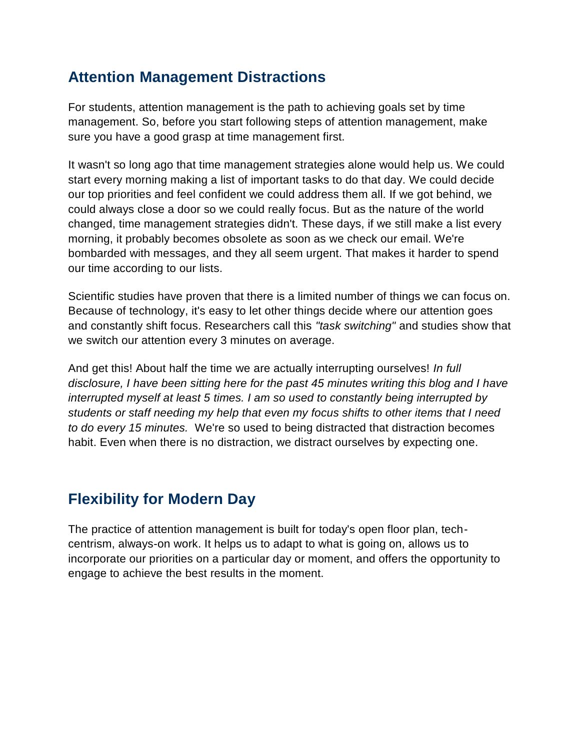## Attention Management Distractions

For students, attention management is the path to achieving goals set by time management. So, before you start following steps of attention management, make sure you have a good grasp at time management first.

It wasn't so long ago that time management strategies alone would help us. We could start every morning making a list of important tasks to do that day. We could decide our top priorities and feel confident we could address them all. If we got behind, we could always close a door so we could really focus. But as the nature of the world changed, time management strategies didn't. These days, if we still make a list every morning, it probably becomes obsolete as soon as we check our email. We're bombarded with messages, and they all seem urgent. That makes it harder to spend our time according to our lists.

Scientific studies have proven that there is a limited number of things we can focus on. Because of technology, it's easy to let other things decide where our attention goes and constantly shift focus. Researchers call this *"task switching"* and studies show that we switch our attention every 3 minutes on average.

And get this! About half the time we are actually interrupting ourselves! *In full disclosure, I have been sitting here for the past 45 minutes writing this blog and I have interrupted myself at least 5 times. I am so used to constantly being interrupted by students or staff needing my help that even my focus shifts to other items that I need to do every 15 minutes.* We're so used to being distracted that distraction becomes habit. Even when there is no distraction, we distract ourselves by expecting one.

## Flexibility for Modern Day

The practice of attention management is built for today's open floor plan, tech-centrism, always-on work. It helps us to adapt to what is going on, allows us to incorporate our priorities on a particular day or moment, and offers the opportunity to engage to achieve the best results in the moment.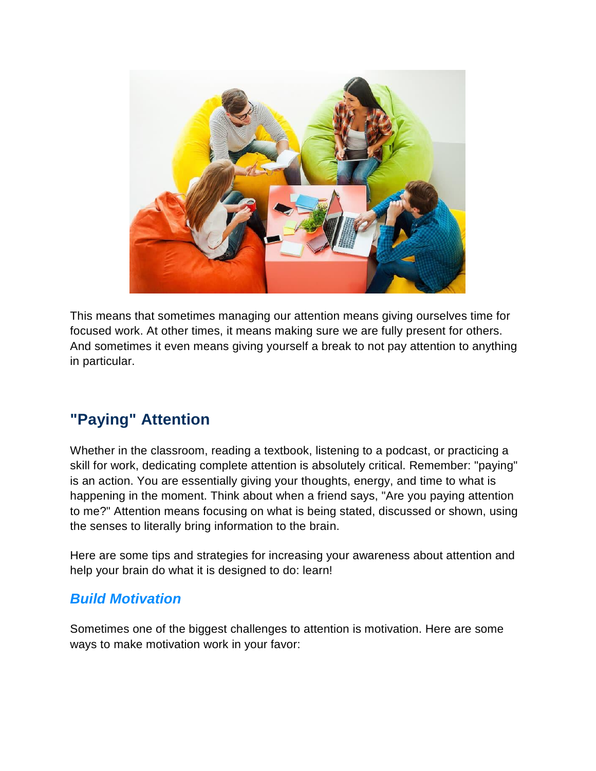This means that sometimes managing our attention means giving ourselves time for focused work. At other times, it means making sure we are fully present for others. And sometimes it even means giving yourself a break to not pay attention to anything in particular.

## "Paying" Attention

Whether in the classroom, reading a textbook, listening to a podcast, or practicing a skill for work, dedicating complete attention is absolutely critical. Remember: "paying" is an action. You are essentially giving your thoughts, energy, and time to what is happening in the moment. Think about when a friend says, "Are you paying attention to me?" Attention means focusing on what is being stated, discussed or shown, using the senses to literally bring information to the brain.

Here are some tips and strategies for increasing your awareness about attention and help your brain do what it is designed to do: learn!

### *Build Motivation*

Sometimes one of the biggest challenges to attention is motivation. Here are some ways to make motivation work in your favor: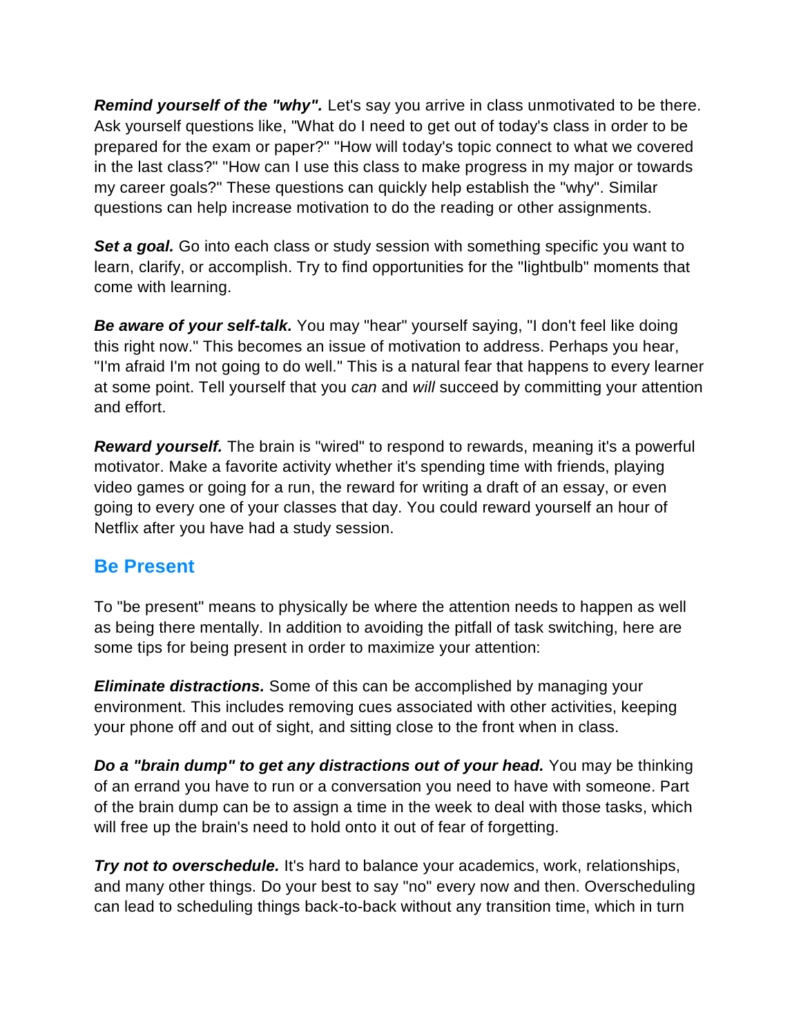***Remind yourself of the "why".*** Let's say you arrive in class unmotivated to be there. Ask yourself questions like, "What do I need to get out of today's class in order to be prepared for the exam or paper?" "How will today's topic connect to what we covered in the last class?" "How can I use this class to make progress in my major or towards my career goals?" These questions can quickly help establish the "why". Similar questions can help increase motivation to do the reading or other assignments.

***Set a goal.*** Go into each class or study session with something specific you want to learn, clarify, or accomplish. Try to find opportunities for the "lightbulb" moments that come with learning.

***Be aware of your self-talk.*** You may "hear" yourself saying, "I don't feel like doing this right now." This becomes an issue of motivation to address. Perhaps you hear, "I'm afraid I'm not going to do well." This is a natural fear that happens to every learner at some point. Tell yourself that you *can* and *will* succeed by committing your attention and effort.

***Reward yourself.*** The brain is "wired" to respond to rewards, meaning it's a powerful motivator. Make a favorite activity whether it's spending time with friends, playing video games or going for a run, the reward for writing a draft of an essay, or even going to every one of your classes that day. You could reward yourself an hour of Netflix after you have had a study session.

## Be Present

To "be present" means to physically be where the attention needs to happen as well as being there mentally. In addition to avoiding the pitfall of task switching, here are some tips for being present in order to maximize your attention:

***Eliminate distractions.*** Some of this can be accomplished by managing your environment. This includes removing cues associated with other activities, keeping your phone off and out of sight, and sitting close to the front when in class.

***Do a "brain dump" to get any distractions out of your head.*** You may be thinking of an errand you have to run or a conversation you need to have with someone. Part of the brain dump can be to assign a time in the week to deal with those tasks, which will free up the brain's need to hold onto it out of fear of forgetting.

***Try not to overschedule.*** It's hard to balance your academics, work, relationships, and many other things. Do your best to say "no" every now and then. Overscheduling can lead to scheduling things back-to-back without any transition time, which in turn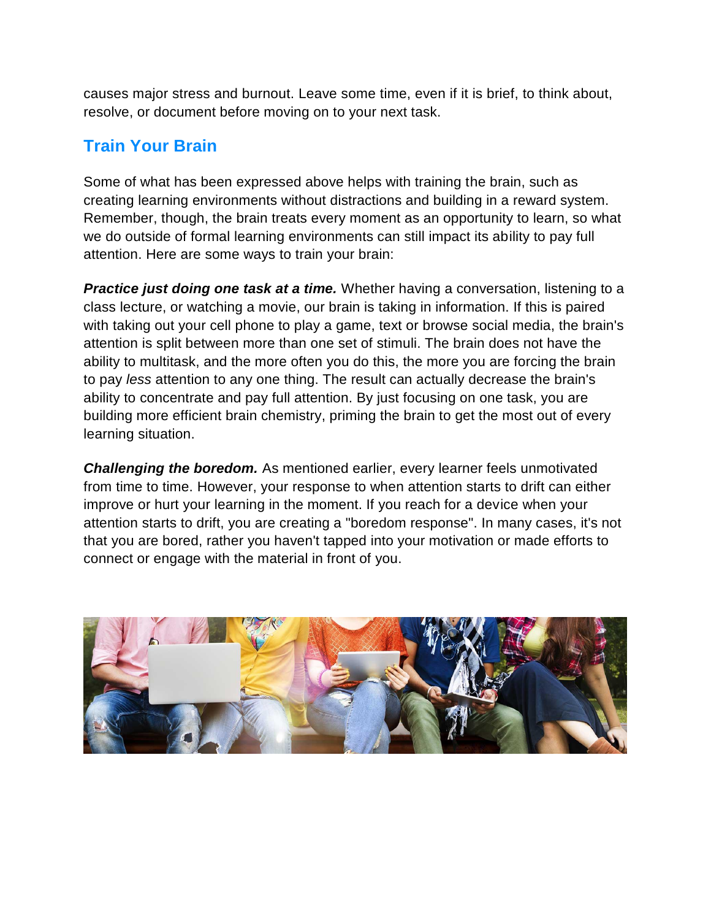causes major stress and burnout. Leave some time, even if it is brief, to think about, resolve, or document before moving on to your next task.

## Train Your Brain

Some of what has been expressed above helps with training the brain, such as creating learning environments without distractions and building in a reward system. Remember, though, the brain treats every moment as an opportunity to learn, so what we do outside of formal learning environments can still impact its ability to pay full attention. Here are some ways to train your brain:

***Practice just doing one task at a time.*** Whether having a conversation, listening to a class lecture, or watching a movie, our brain is taking in information. If this is paired with taking out your cell phone to play a game, text or browse social media, the brain's attention is split between more than one set of stimuli. The brain does not have the ability to multitask, and the more often you do this, the more you are forcing the brain to pay *less* attention to any one thing. The result can actually decrease the brain's ability to concentrate and pay full attention. By just focusing on one task, you are building more efficient brain chemistry, priming the brain to get the most out of every learning situation.

***Challenging the boredom.*** As mentioned earlier, every learner feels unmotivated from time to time. However, your response to when attention starts to drift can either improve or hurt your learning in the moment. If you reach for a device when your attention starts to drift, you are creating a "boredom response". In many cases, it's not that you are bored, rather you haven't tapped into your motivation or made efforts to connect or engage with the material in front of you.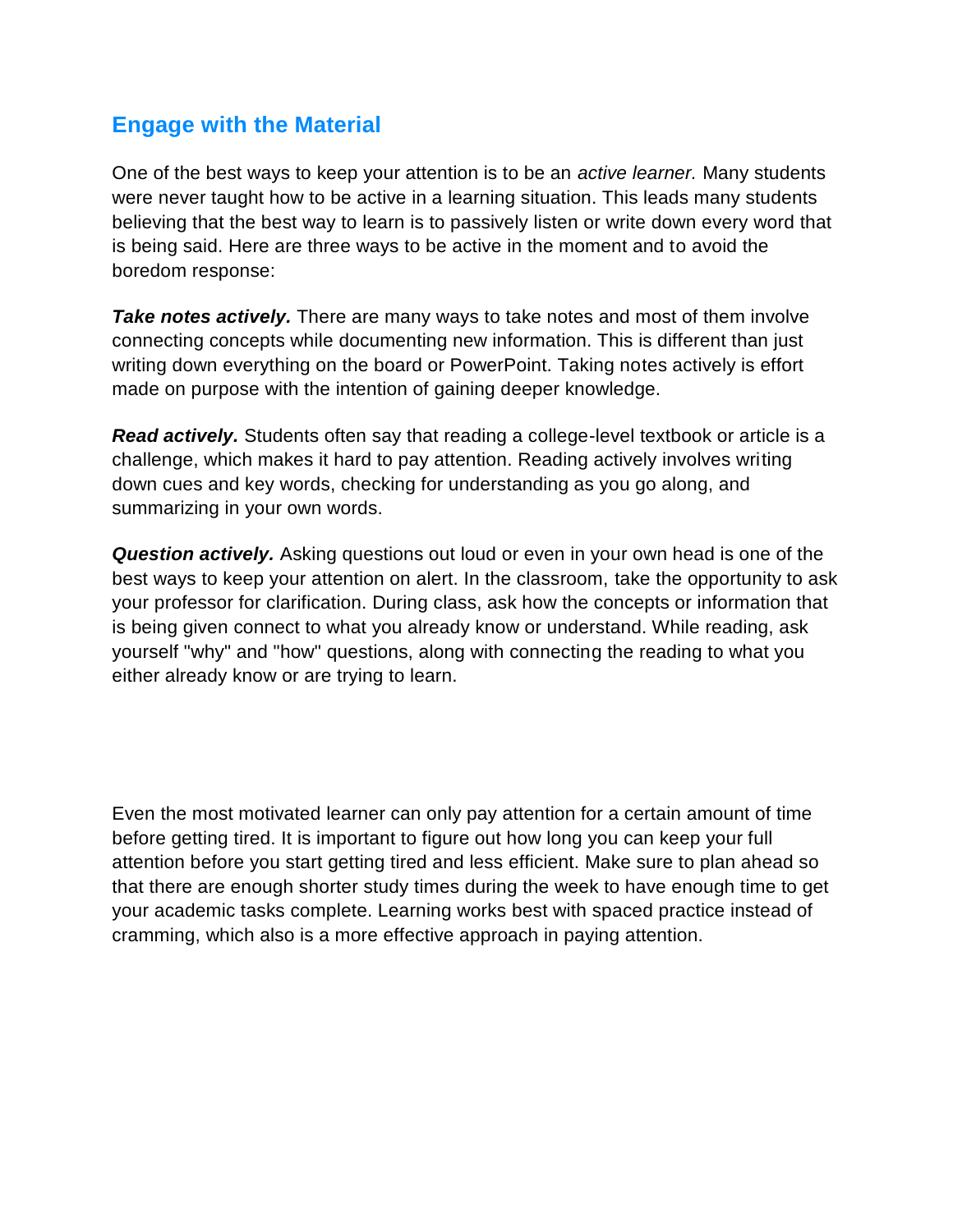## Engage with the Material

One of the best ways to keep your attention is to be an *active learner.* Many students were never taught how to be active in a learning situation. This leads many students believing that the best way to learn is to passively listen or write down every word that is being said. Here are three ways to be active in the moment and to avoid the boredom response:

***Take notes actively.*** There are many ways to take notes and most of them involve connecting concepts while documenting new information. This is different than just writing down everything on the board or PowerPoint. Taking notes actively is effort made on purpose with the intention of gaining deeper knowledge.

***Read actively.*** Students often say that reading a college-level textbook or article is a challenge, which makes it hard to pay attention. Reading actively involves writing down cues and key words, checking for understanding as you go along, and summarizing in your own words.

***Question actively.*** Asking questions out loud or even in your own head is one of the best ways to keep your attention on alert. In the classroom, take the opportunity to ask your professor for clarification. During class, ask how the concepts or information that is being given connect to what you already know or understand. While reading, ask yourself "why" and "how" questions, along with connecting the reading to what you either already know or are trying to learn.

Even the most motivated learner can only pay attention for a certain amount of time before getting tired. It is important to figure out how long you can keep your full attention before you start getting tired and less efficient. Make sure to plan ahead so that there are enough shorter study times during the week to have enough time to get your academic tasks complete. Learning works best with spaced practice instead of cramming, which also is a more effective approach in paying attention.